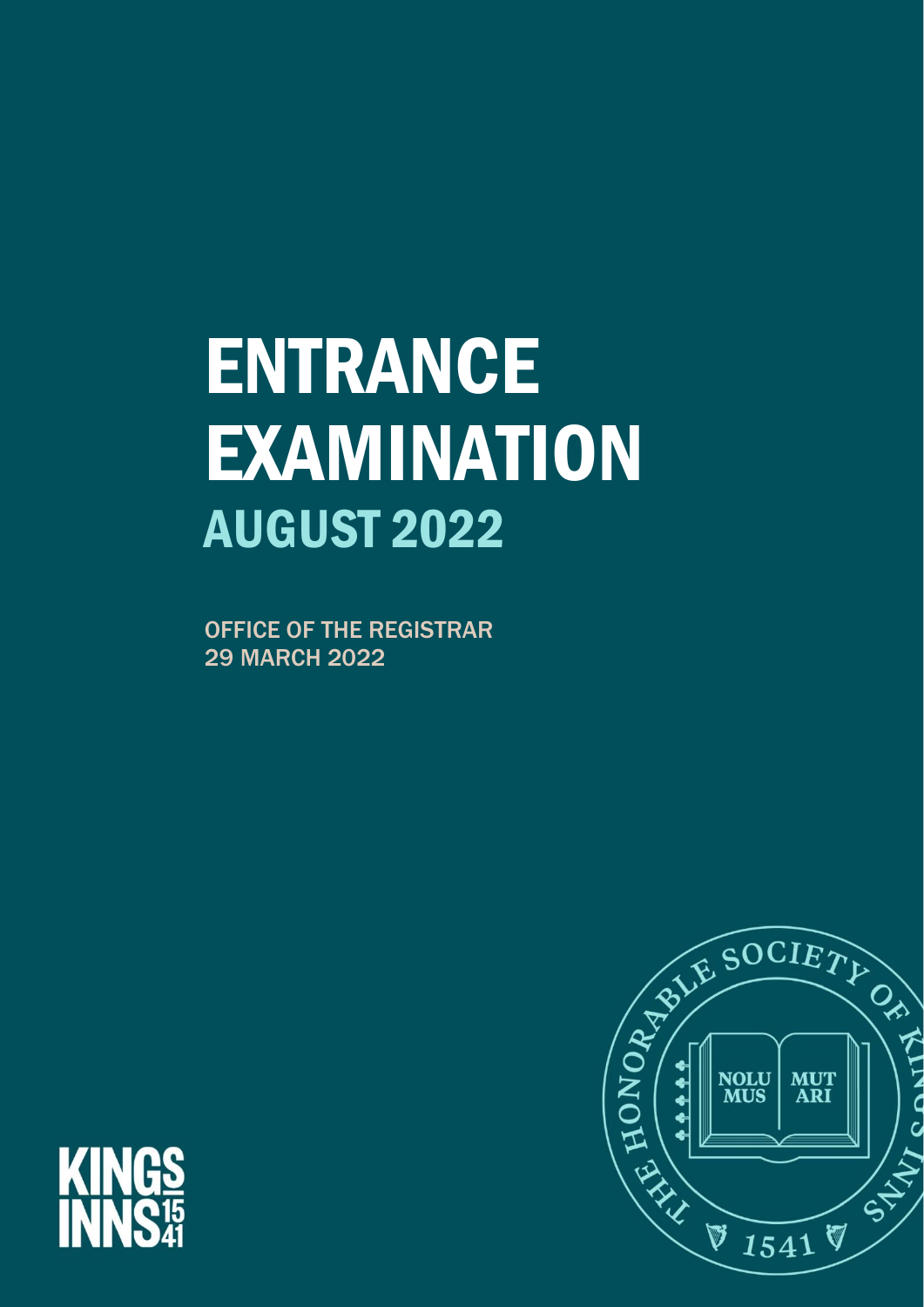# ENTRANCE EXAMINATION

## AUGUST 2022

OFFICE OF THE REGISTRAR
29 MARCH 2022

KINGS INNS 1541

THE HONORABLE SOCIETY OF KINGS INNS

NOLUMUS MUTARI

1541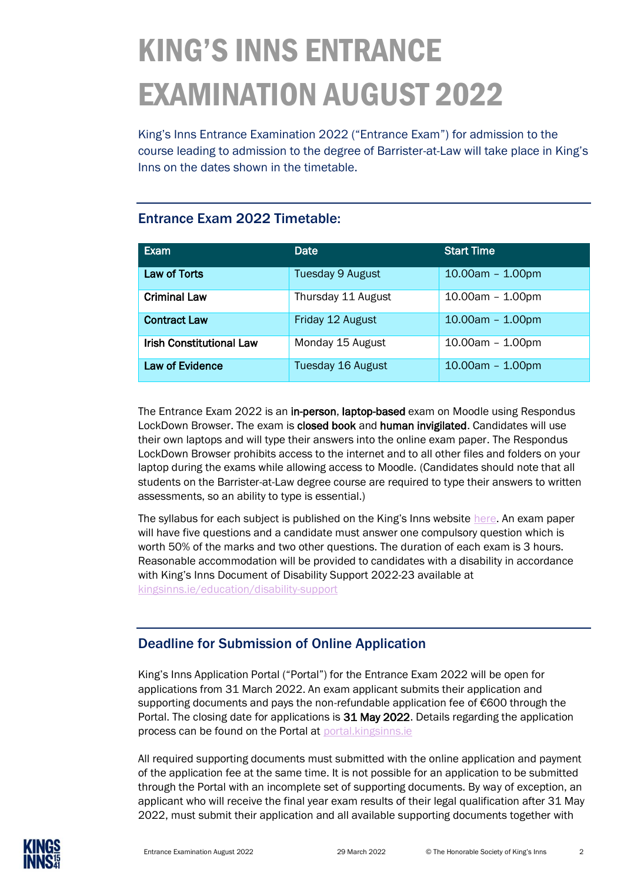# KING'S INNS ENTRANCE EXAMINATION AUGUST 2022

King's Inns Entrance Examination 2022 ("Entrance Exam") for admission to the course leading to admission to the degree of Barrister-at-Law will take place in King's Inns on the dates shown in the timetable.

## Entrance Exam 2022 Timetable:

| Exam | Date | Start Time |
|---|---|---|
| **Law of Torts** | Tuesday 9 August | 10.00am – 1.00pm |
| **Criminal Law** | Thursday 11 August | 10.00am – 1.00pm |
| **Contract Law** | Friday 12 August | 10.00am – 1.00pm |
| **Irish Constitutional Law** | Monday 15 August | 10.00am – 1.00pm |
| **Law of Evidence** | Tuesday 16 August | 10.00am – 1.00pm |

The Entrance Exam 2022 is an **in-person**, **laptop-based** exam on Moodle using Respondus LockDown Browser. The exam is **closed book** and **human invigilated**. Candidates will use their own laptops and will type their answers into the online exam paper. The Respondus LockDown Browser prohibits access to the internet and to all other files and folders on your laptop during the exams while allowing access to Moodle. (Candidates should note that all students on the Barrister-at-Law degree course are required to type their answers to written assessments, so an ability to type is essential.)

The syllabus for each subject is published on the King's Inns website here. An exam paper will have five questions and a candidate must answer one compulsory question which is worth 50% of the marks and two other questions. The duration of each exam is 3 hours. Reasonable accommodation will be provided to candidates with a disability in accordance with King's Inns Document of Disability Support 2022-23 available at kingsinns.ie/education/disability-support

## Deadline for Submission of Online Application

King's Inns Application Portal ("Portal") for the Entrance Exam 2022 will be open for applications from 31 March 2022. An exam applicant submits their application and supporting documents and pays the non-refundable application fee of €600 through the Portal. The closing date for applications is **31 May 2022**. Details regarding the application process can be found on the Portal at portal.kingsinns.ie

All required supporting documents must submitted with the online application and payment of the application fee at the same time. It is not possible for an application to be submitted through the Portal with an incomplete set of supporting documents. By way of exception, an applicant who will receive the final year exam results of their legal qualification after 31 May 2022, must submit their application and all available supporting documents together with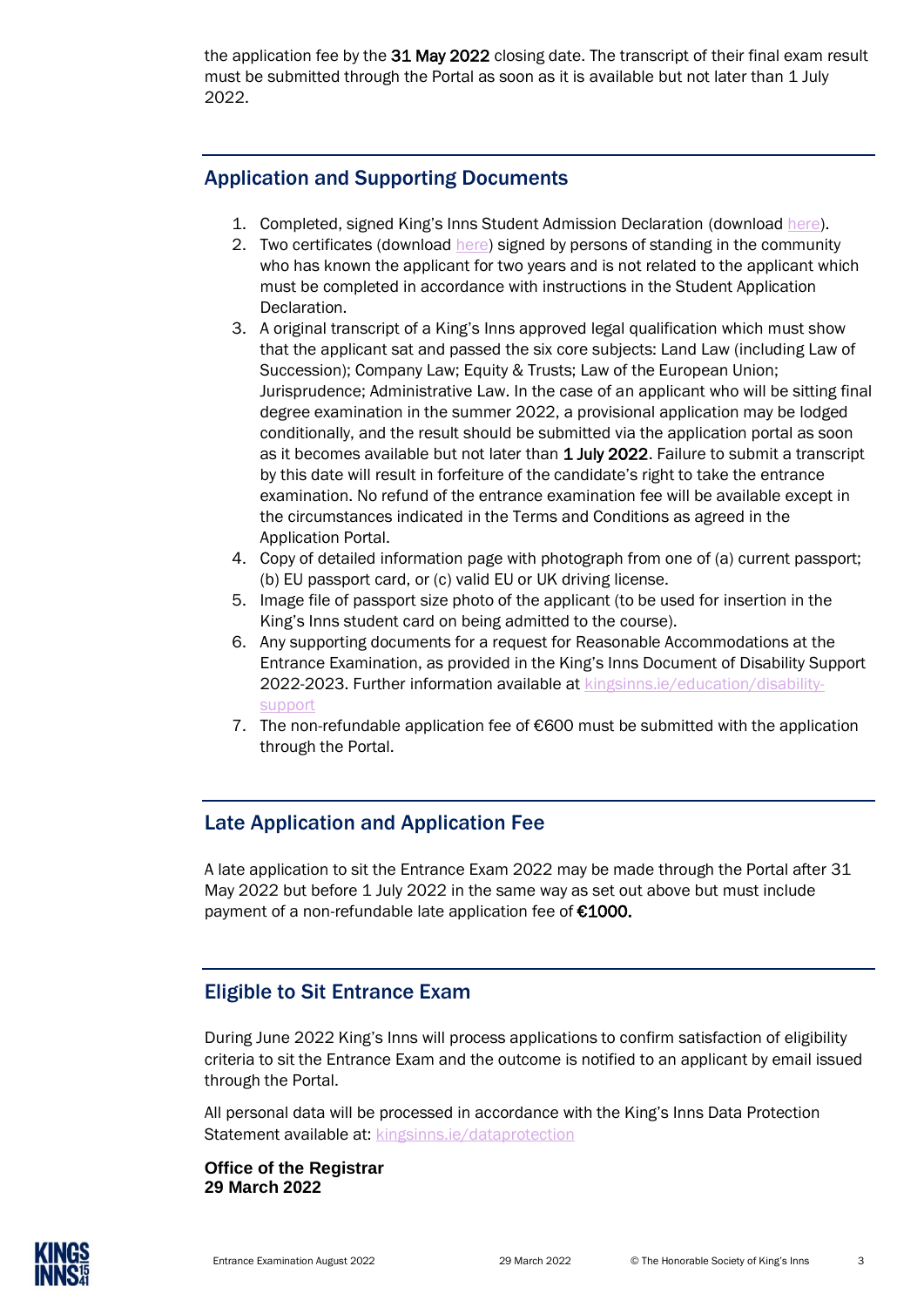the application fee by the **31 May 2022** closing date. The transcript of their final exam result must be submitted through the Portal as soon as it is available but not later than 1 July 2022.

## Application and Supporting Documents

1. Completed, signed King's Inns Student Admission Declaration (download here).
2. Two certificates (download here) signed by persons of standing in the community who has known the applicant for two years and is not related to the applicant which must be completed in accordance with instructions in the Student Application Declaration.
3. A original transcript of a King's Inns approved legal qualification which must show that the applicant sat and passed the six core subjects: Land Law (including Law of Succession); Company Law; Equity & Trusts; Law of the European Union; Jurisprudence; Administrative Law. In the case of an applicant who will be sitting final degree examination in the summer 2022, a provisional application may be lodged conditionally, and the result should be submitted via the application portal as soon as it becomes available but not later than **1 July 2022**. Failure to submit a transcript by this date will result in forfeiture of the candidate's right to take the entrance examination. No refund of the entrance examination fee will be available except in the circumstances indicated in the Terms and Conditions as agreed in the Application Portal.
4. Copy of detailed information page with photograph from one of (a) current passport; (b) EU passport card, or (c) valid EU or UK driving license.
5. Image file of passport size photo of the applicant (to be used for insertion in the King's Inns student card on being admitted to the course).
6. Any supporting documents for a request for Reasonable Accommodations at the Entrance Examination, as provided in the King's Inns Document of Disability Support 2022-2023. Further information available at kingsinns.ie/education/disability-support
7. The non-refundable application fee of €600 must be submitted with the application through the Portal.

## Late Application and Application Fee

A late application to sit the Entrance Exam 2022 may be made through the Portal after 31 May 2022 but before 1 July 2022 in the same way as set out above but must include payment of a non-refundable late application fee of **€1000.**

## Eligible to Sit Entrance Exam

During June 2022 King's Inns will process applications to confirm satisfaction of eligibility criteria to sit the Entrance Exam and the outcome is notified to an applicant by email issued through the Portal.

All personal data will be processed in accordance with the King's Inns Data Protection Statement available at: kingsinns.ie/dataprotection

**Office of the Registrar**
**29 March 2022**